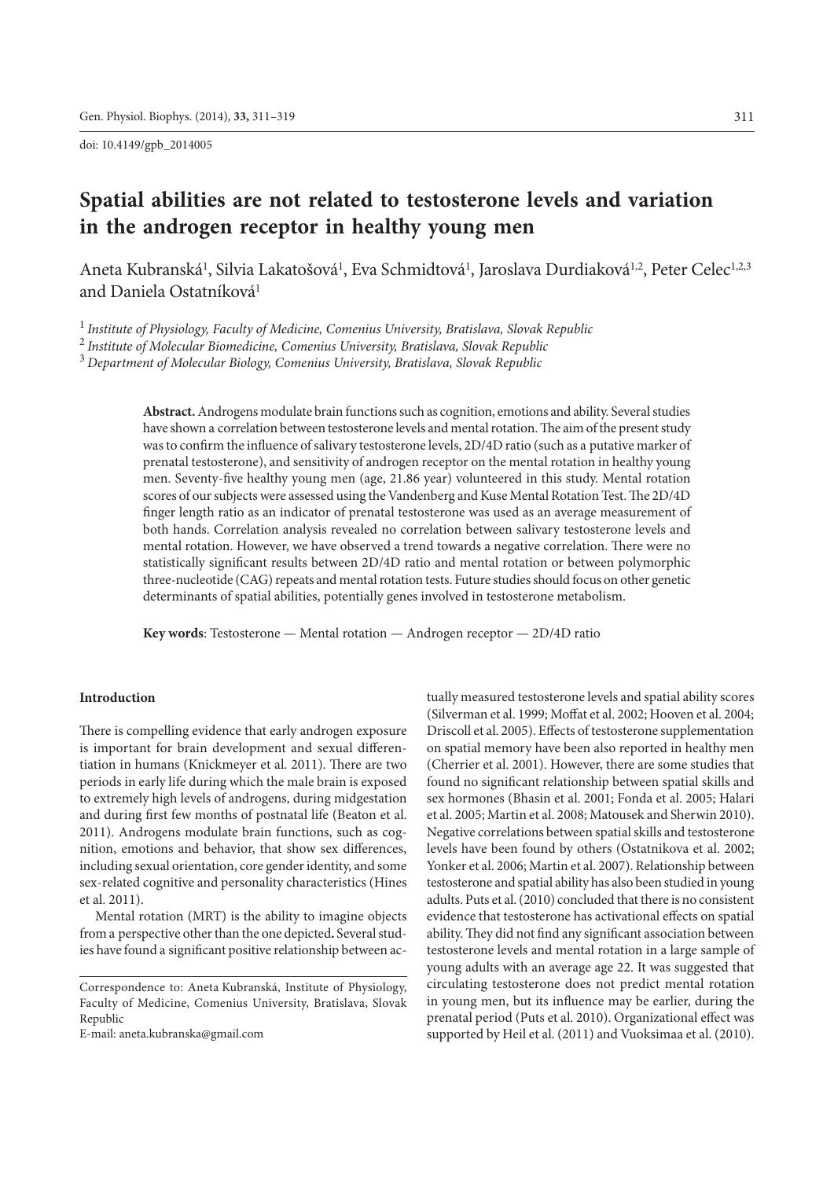doi: 10.4149/gpb_2014005

# Spatial abilities are not related to testosterone levels and variation in the androgen receptor in healthy young men

Aneta Kubranská[1], Silvia Lakatošová[1], Eva Schmidtová[1], Jaroslava Durdiaková[1,2], Peter Celec[1,2,3] and Daniela Ostatníková[1]

[1] *Institute of Physiology, Faculty of Medicine, Comenius University, Bratislava, Slovak Republic*
[2] *Institute of Molecular Biomedicine, Comenius University, Bratislava, Slovak Republic*
[3] *Department of Molecular Biology, Comenius University, Bratislava, Slovak Republic*

**Abstract.** Androgens modulate brain functions such as cognition, emotions and ability. Several studies have shown a correlation between testosterone levels and mental rotation. The aim of the present study was to confirm the influence of salivary testosterone levels, 2D/4D ratio (such as a putative marker of prenatal testosterone), and sensitivity of androgen receptor on the mental rotation in healthy young men. Seventy-five healthy young men (age, 21.86 year) volunteered in this study. Mental rotation scores of our subjects were assessed using the Vandenberg and Kuse Mental Rotation Test. The 2D/4D finger length ratio as an indicator of prenatal testosterone was used as an average measurement of both hands. Correlation analysis revealed no correlation between salivary testosterone levels and mental rotation. However, we have observed a trend towards a negative correlation. There were no statistically significant results between 2D/4D ratio and mental rotation or between polymorphic three-nucleotide (CAG) repeats and mental rotation tests. Future studies should focus on other genetic determinants of spatial abilities, potentially genes involved in testosterone metabolism.

**Key words**: Testosterone — Mental rotation — Androgen receptor — 2D/4D ratio

## Introduction

There is compelling evidence that early androgen exposure is important for brain development and sexual differentiation in humans (Knickmeyer et al. 2011). There are two periods in early life during which the male brain is exposed to extremely high levels of androgens, during midgestation and during first few months of postnatal life (Beaton et al. 2011). Androgens modulate brain functions, such as cognition, emotions and behavior, that show sex differences, including sexual orientation, core gender identity, and some sex-related cognitive and personality characteristics (Hines et al. 2011).

Mental rotation (MRT) is the ability to imagine objects from a perspective other than the one depicted**.** Several studies have found a significant positive relationship between actually measured testosterone levels and spatial ability scores (Silverman et al. 1999; Moffat et al. 2002; Hooven et al. 2004; Driscoll et al. 2005). Effects of testosterone supplementation on spatial memory have been also reported in healthy men (Cherrier et al. 2001). However, there are some studies that found no significant relationship between spatial skills and sex hormones (Bhasin et al. 2001; Fonda et al. 2005; Halari et al. 2005; Martin et al. 2008; Matousek and Sherwin 2010). Negative correlations between spatial skills and testosterone levels have been found by others (Ostatnikova et al. 2002; Yonker et al. 2006; Martin et al. 2007). Relationship between testosterone and spatial ability has also been studied in young adults. Puts et al. (2010) concluded that there is no consistent evidence that testosterone has activational effects on spatial ability. They did not find any significant association between testosterone levels and mental rotation in a large sample of young adults with an average age 22. It was suggested that circulating testosterone does not predict mental rotation in young men, but its influence may be earlier, during the prenatal period (Puts et al. 2010). Organizational effect was supported by Heil et al. (2011) and Vuoksimaa et al. (2010).

Correspondence to: Aneta Kubranská, Institute of Physiology, Faculty of Medicine, Comenius University, Bratislava, Slovak Republic
E-mail: aneta.kubranska@gmail.com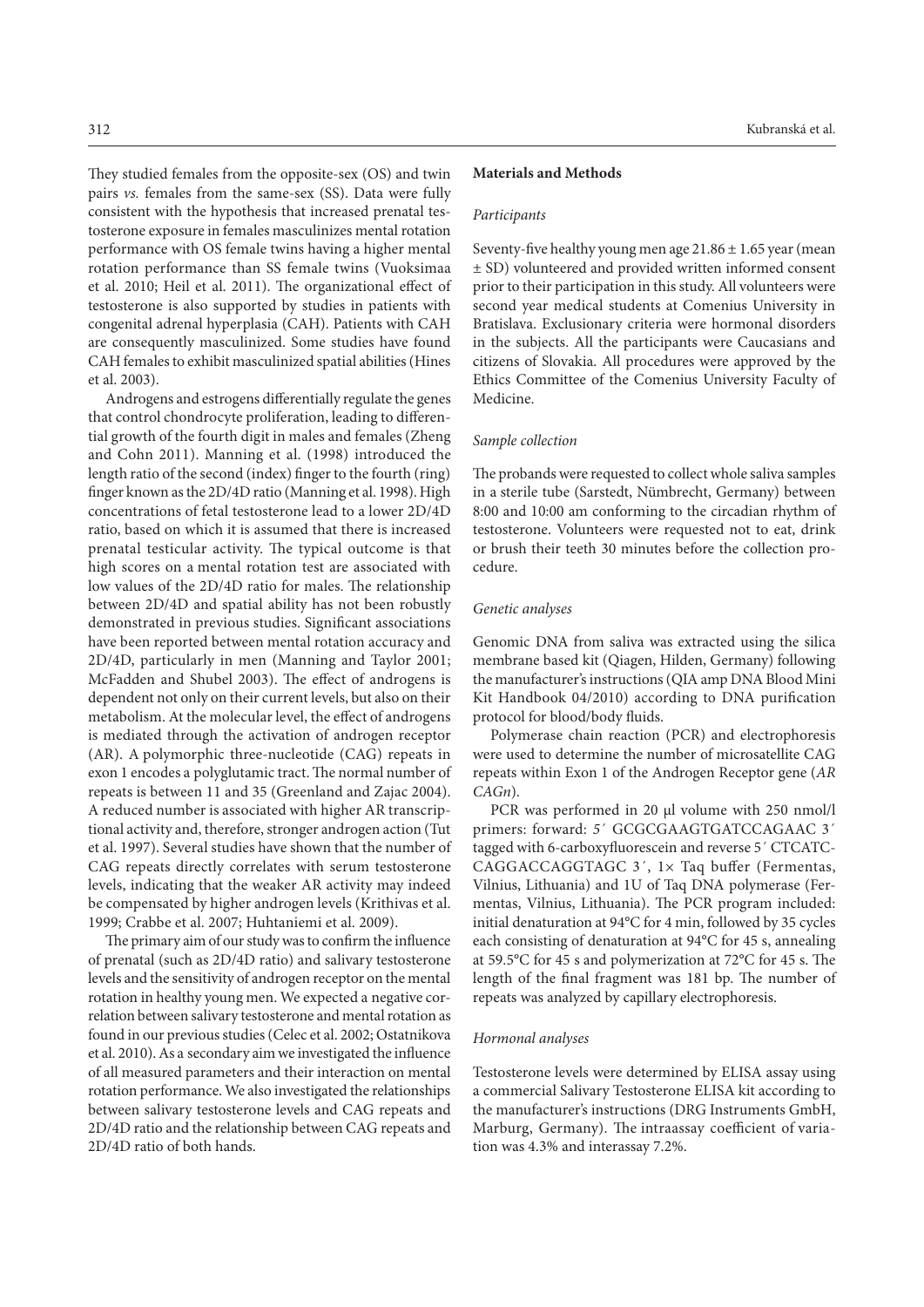They studied females from the opposite-sex (OS) and twin pairs *vs.* females from the same-sex (SS). Data were fully consistent with the hypothesis that increased prenatal testosterone exposure in females masculinizes mental rotation performance with OS female twins having a higher mental rotation performance than SS female twins (Vuoksimaa et al. 2010; Heil et al. 2011). The organizational effect of testosterone is also supported by studies in patients with congenital adrenal hyperplasia (CAH). Patients with CAH are consequently masculinized. Some studies have found CAH females to exhibit masculinized spatial abilities (Hines et al. 2003).

Androgens and estrogens differentially regulate the genes that control chondrocyte proliferation, leading to differential growth of the fourth digit in males and females (Zheng and Cohn 2011). Manning et al. (1998) introduced the length ratio of the second (index) finger to the fourth (ring) finger known as the 2D/4D ratio (Manning et al. 1998). High concentrations of fetal testosterone lead to a lower 2D/4D ratio, based on which it is assumed that there is increased prenatal testicular activity. The typical outcome is that high scores on a mental rotation test are associated with low values of the 2D/4D ratio for males. The relationship between 2D/4D and spatial ability has not been robustly demonstrated in previous studies. Significant associations have been reported between mental rotation accuracy and 2D/4D, particularly in men (Manning and Taylor 2001; McFadden and Shubel 2003). The effect of androgens is dependent not only on their current levels, but also on their metabolism. At the molecular level, the effect of androgens is mediated through the activation of androgen receptor (AR). A polymorphic three-nucleotide (CAG) repeats in exon 1 encodes a polyglutamic tract. The normal number of repeats is between 11 and 35 (Greenland and Zajac 2004). A reduced number is associated with higher AR transcriptional activity and, therefore, stronger androgen action (Tut et al. 1997). Several studies have shown that the number of CAG repeats directly correlates with serum testosterone levels, indicating that the weaker AR activity may indeed be compensated by higher androgen levels (Krithivas et al. 1999; Crabbe et al. 2007; Huhtaniemi et al. 2009).

The primary aim of our study was to confirm the influence of prenatal (such as 2D/4D ratio) and salivary testosterone levels and the sensitivity of androgen receptor on the mental rotation in healthy young men. We expected a negative correlation between salivary testosterone and mental rotation as found in our previous studies (Celec et al. 2002; Ostatnikova et al. 2010). As a secondary aim we investigated the influence of all measured parameters and their interaction on mental rotation performance. We also investigated the relationships between salivary testosterone levels and CAG repeats and 2D/4D ratio and the relationship between CAG repeats and 2D/4D ratio of both hands.

## Materials and Methods

### *Participants*

Seventy-five healthy young men age 21.86 ± 1.65 year (mean ± SD) volunteered and provided written informed consent prior to their participation in this study. All volunteers were second year medical students at Comenius University in Bratislava. Exclusionary criteria were hormonal disorders in the subjects. All the participants were Caucasians and citizens of Slovakia. All procedures were approved by the Ethics Committee of the Comenius University Faculty of Medicine.

### *Sample collection*

The probands were requested to collect whole saliva samples in a sterile tube (Sarstedt, Nümbrecht, Germany) between 8:00 and 10:00 am conforming to the circadian rhythm of testosterone. Volunteers were requested not to eat, drink or brush their teeth 30 minutes before the collection procedure.

### *Genetic analyses*

Genomic DNA from saliva was extracted using the silica membrane based kit (Qiagen, Hilden, Germany) following the manufacturer's instructions (QIA amp DNA Blood Mini Kit Handbook 04/2010) according to DNA purification protocol for blood/body fluids.

Polymerase chain reaction (PCR) and electrophoresis were used to determine the number of microsatellite CAG repeats within Exon 1 of the Androgen Receptor gene (*AR CAGn*).

PCR was performed in 20 μl volume with 250 nmol/l primers: forward: 5´ GCGCGAAGTGATCCAGAAC 3´ tagged with 6-carboxyfluorescein and reverse 5´ CTCATCCAGGACCAGGTAGC 3´, 1× Taq buffer (Fermentas, Vilnius, Lithuania) and 1U of Taq DNA polymerase (Fermentas, Vilnius, Lithuania). The PCR program included: initial denaturation at 94°C for 4 min, followed by 35 cycles each consisting of denaturation at 94°C for 45 s, annealing at 59.5°C for 45 s and polymerization at 72°C for 45 s. The length of the final fragment was 181 bp. The number of repeats was analyzed by capillary electrophoresis.

### *Hormonal analyses*

Testosterone levels were determined by ELISA assay using a commercial Salivary Testosterone ELISA kit according to the manufacturer's instructions (DRG Instruments GmbH, Marburg, Germany). The intraassay coefficient of variation was 4.3% and interassay 7.2%.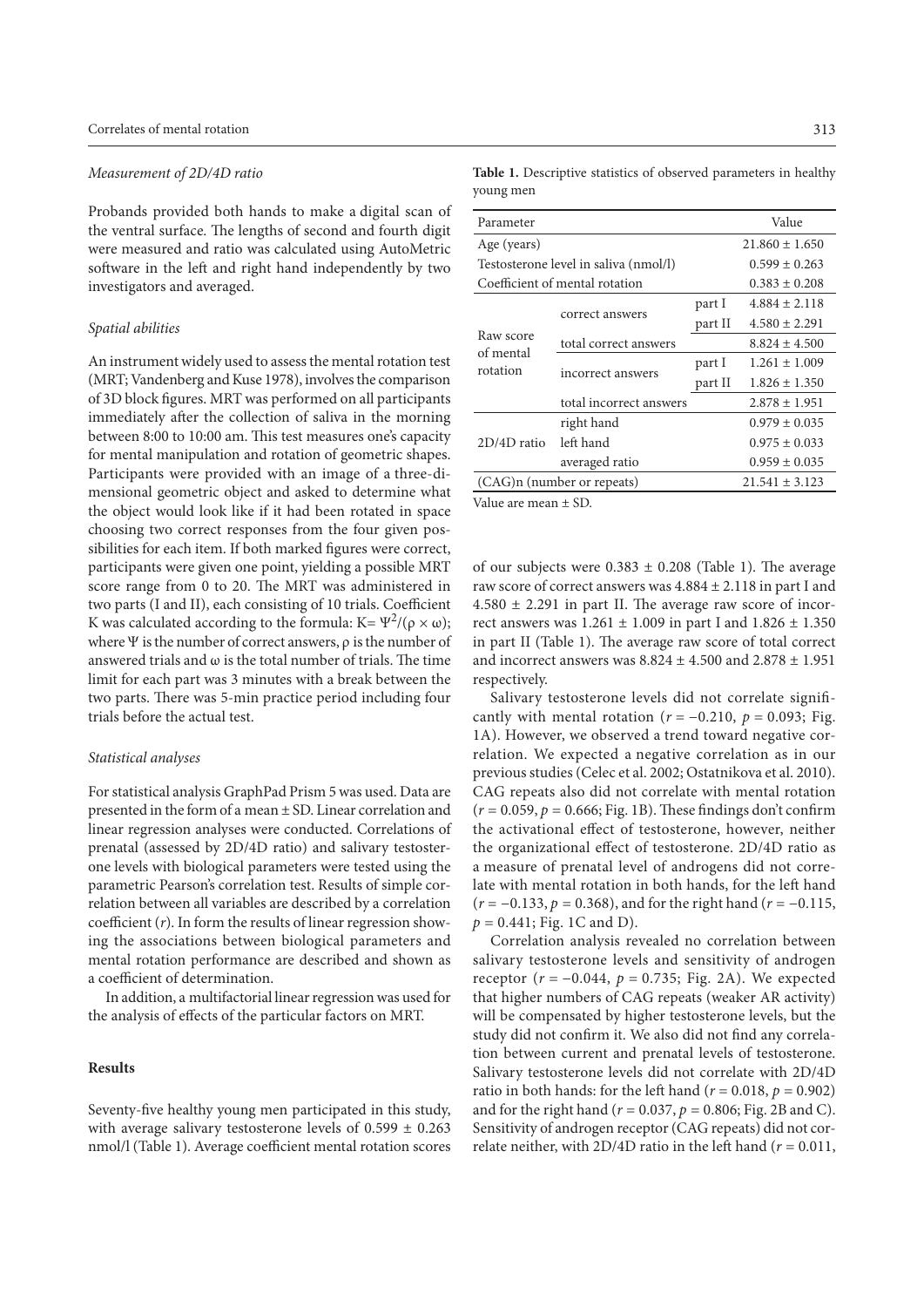### *Measurement of 2D/4D ratio*

Probands provided both hands to make a digital scan of the ventral surface. The lengths of second and fourth digit were measured and ratio was calculated using AutoMetric software in the left and right hand independently by two investigators and averaged.

### *Spatial abilities*

An instrument widely used to assess the mental rotation test (MRT; Vandenberg and Kuse 1978), involves the comparison of 3D block figures. MRT was performed on all participants immediately after the collection of saliva in the morning between 8:00 to 10:00 am. This test measures one's capacity for mental manipulation and rotation of geometric shapes. Participants were provided with an image of a three-dimensional geometric object and asked to determine what the object would look like if it had been rotated in space choosing two correct responses from the four given possibilities for each item. If both marked figures were correct, participants were given one point, yielding a possible MRT score range from 0 to 20. The MRT was administered in two parts (I and II), each consisting of 10 trials. Coefficient K was calculated according to the formula: $K = \Psi^2/(\rho \times \omega)$; where $\Psi$ is the number of correct answers, $\rho$ is the number of answered trials and $\omega$ is the total number of trials. The time limit for each part was 3 minutes with a break between the two parts. There was 5-min practice period including four trials before the actual test.

### *Statistical analyses*

For statistical analysis GraphPad Prism 5 was used. Data are presented in the form of a mean ± SD. Linear correlation and linear regression analyses were conducted. Correlations of prenatal (assessed by 2D/4D ratio) and salivary testosterone levels with biological parameters were tested using the parametric Pearson's correlation test. Results of simple correlation between all variables are described by a correlation coefficient ($r$). In form the results of linear regression showing the associations between biological parameters and mental rotation performance are described and shown as a coefficient of determination.

In addition, a multifactorial linear regression was used for the analysis of effects of the particular factors on MRT.

## **Results**

Seventy-five healthy young men participated in this study, with average salivary testosterone levels of 0.599 ± 0.263 nmol/l (Table 1). Average coefficient mental rotation scores of our subjects were 0.383 ± 0.208 (Table 1). The average raw score of correct answers was 4.884 ± 2.118 in part I and 4.580 ± 2.291 in part II. The average raw score of incorrect answers was 1.261 ± 1.009 in part I and 1.826 ± 1.350 in part II (Table 1). The average raw score of total correct and incorrect answers was 8.824 ± 4.500 and 2.878 ± 1.951 respectively.

**Table 1.** Descriptive statistics of observed parameters in healthy young men

| Parameter | | | Value |
|---|---|---|---|
| Age (years) | | | 21.860 ± 1.650 |
| Testosterone level in saliva (nmol/l) | | | 0.599 ± 0.263 |
| Coefficient of mental rotation | | | 0.383 ± 0.208 |
| Raw score of mental rotation | correct answers | part I | 4.884 ± 2.118 |
| | | part II | 4.580 ± 2.291 |
| | total correct answers | | 8.824 ± 4.500 |
| | incorrect answers | part I | 1.261 ± 1.009 |
| | | part II | 1.826 ± 1.350 |
| | total incorrect answers | | 2.878 ± 1.951 |
| 2D/4D ratio | right hand | | 0.979 ± 0.035 |
| | left hand | | 0.975 ± 0.033 |
| | averaged ratio | | 0.959 ± 0.035 |
| (CAG)n (number or repeats) | | | 21.541 ± 3.123 |

Value are mean ± SD.

Salivary testosterone levels did not correlate significantly with mental rotation ($r = -0.210$, $p = 0.093$; Fig. 1A). However, we observed a trend toward negative correlation. We expected a negative correlation as in our previous studies (Celec et al. 2002; Ostatnikova et al. 2010). CAG repeats also did not correlate with mental rotation ($r = 0.059$, $p = 0.666$; Fig. 1B). These findings don't confirm the activational effect of testosterone, however, neither the organizational effect of testosterone. 2D/4D ratio as a measure of prenatal level of androgens did not correlate with mental rotation in both hands, for the left hand ($r = -0.133$, $p = 0.368$), and for the right hand ($r = -0.115$, $p = 0.441$; Fig. 1C and D).

Correlation analysis revealed no correlation between salivary testosterone levels and sensitivity of androgen receptor ($r = -0.044$, $p = 0.735$; Fig. 2A). We expected that higher numbers of CAG repeats (weaker AR activity) will be compensated by higher testosterone levels, but the study did not confirm it. We also did not find any correlation between current and prenatal levels of testosterone. Salivary testosterone levels did not correlate with 2D/4D ratio in both hands: for the left hand ($r = 0.018$, $p = 0.902$) and for the right hand ($r = 0.037$, $p = 0.806$; Fig. 2B and C). Sensitivity of androgen receptor (CAG repeats) did not correlate neither, with 2D/4D ratio in the left hand ($r = 0.011$,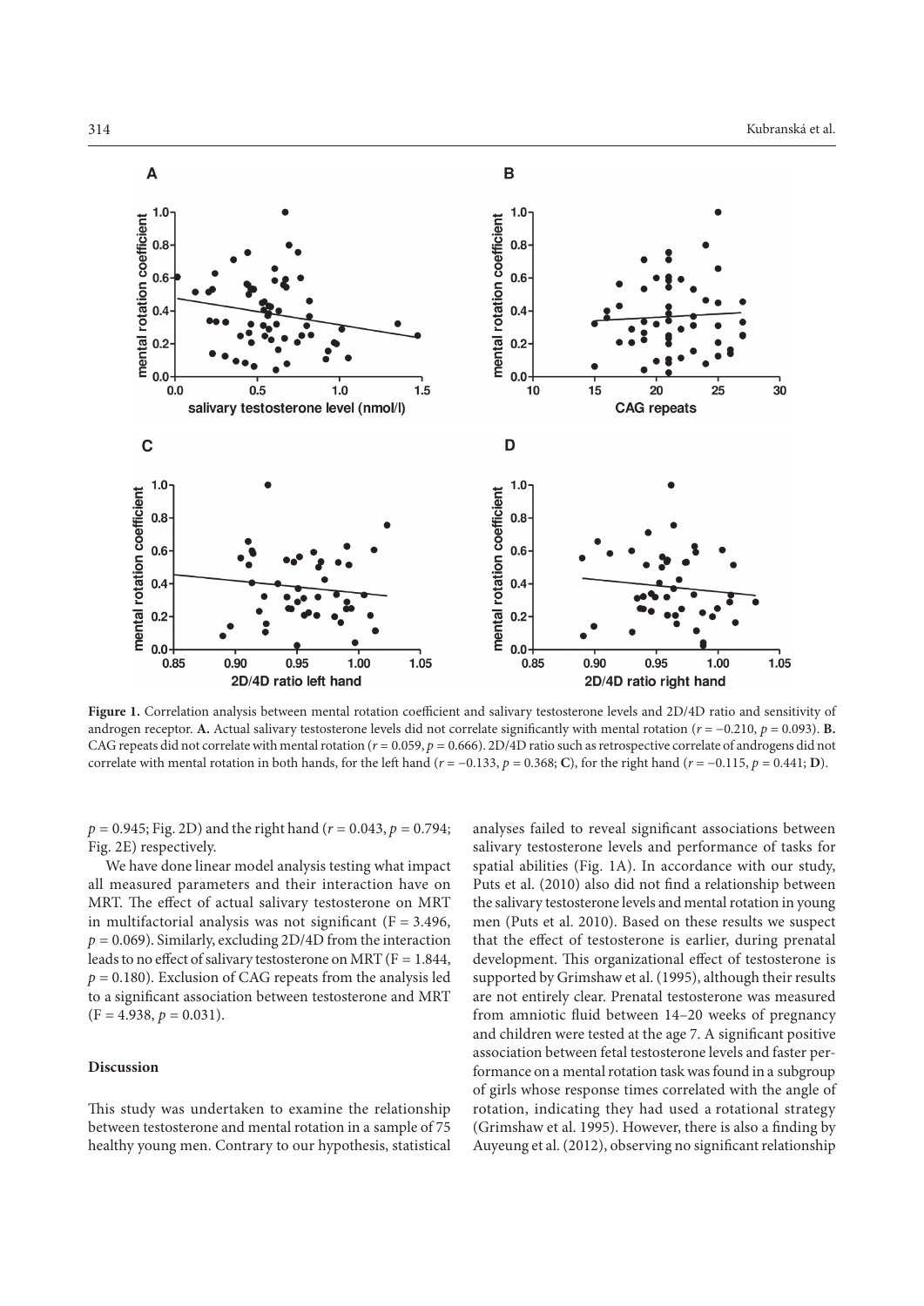**Figure 1.** Correlation analysis between mental rotation coefficient and salivary testosterone levels and 2D/4D ratio and sensitivity of androgen receptor. **A.** Actual salivary testosterone levels did not correlate significantly with mental rotation ($r = -0.210$, $p = 0.093$). **B.** CAG repeats did not correlate with mental rotation ($r = 0.059$, $p = 0.666$). 2D/4D ratio such as retrospective correlate of androgens did not correlate with mental rotation in both hands, for the left hand ($r = -0.133$, $p = 0.368$; **C**), for the right hand ($r = -0.115$, $p = 0.441$; **D**).

$p = 0.945$; Fig. 2D) and the right hand ($r = 0.043$, $p = 0.794$; Fig. 2E) respectively.

We have done linear model analysis testing what impact all measured parameters and their interaction have on MRT. The effect of actual salivary testosterone on MRT in multifactorial analysis was not significant ($F = 3.496$, $p = 0.069$). Similarly, excluding 2D/4D from the interaction leads to no effect of salivary testosterone on MRT ($F = 1.844$, $p = 0.180$). Exclusion of CAG repeats from the analysis led to a significant association between testosterone and MRT ($F = 4.938$, $p = 0.031$).

## Discussion

This study was undertaken to examine the relationship between testosterone and mental rotation in a sample of 75 healthy young men. Contrary to our hypothesis, statistical analyses failed to reveal significant associations between salivary testosterone levels and performance of tasks for spatial abilities (Fig. 1A). In accordance with our study, Puts et al. (2010) also did not find a relationship between the salivary testosterone levels and mental rotation in young men (Puts et al. 2010). Based on these results we suspect that the effect of testosterone is earlier, during prenatal development. This organizational effect of testosterone is supported by Grimshaw et al. (1995), although their results are not entirely clear. Prenatal testosterone was measured from amniotic fluid between 14–20 weeks of pregnancy and children were tested at the age 7. A significant positive association between fetal testosterone levels and faster performance on a mental rotation task was found in a subgroup of girls whose response times correlated with the angle of rotation, indicating they had used a rotational strategy (Grimshaw et al. 1995). However, there is also a finding by Auyeung et al. (2012), observing no significant relationship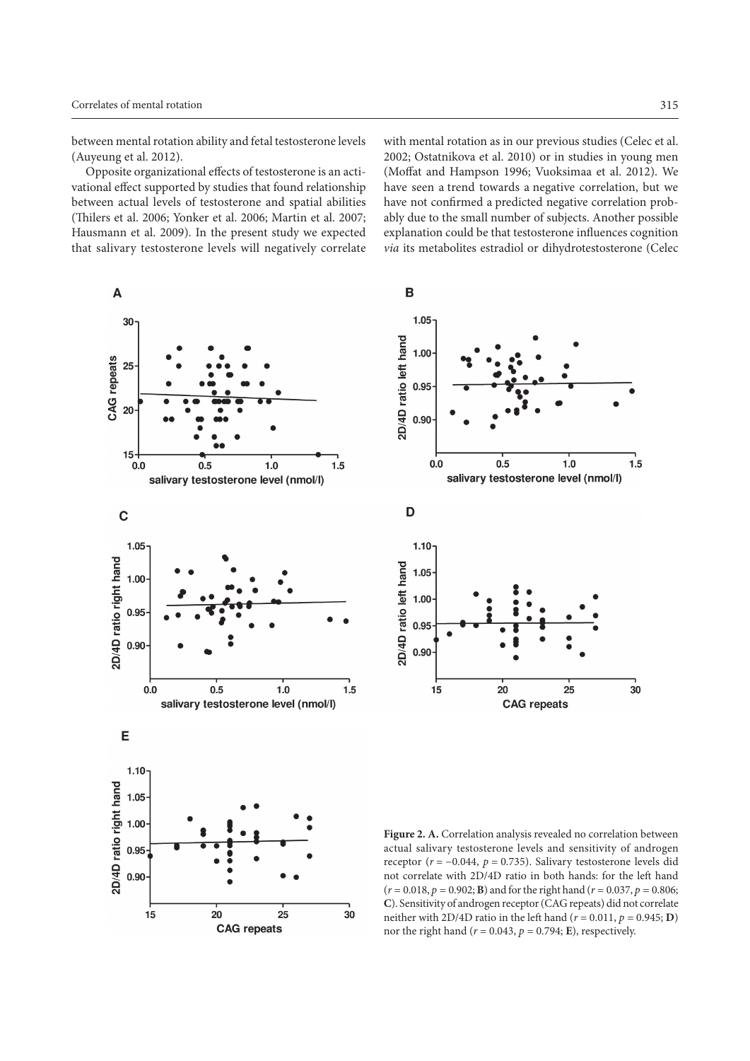between mental rotation ability and fetal testosterone levels (Auyeung et al. 2012).

Opposite organizational effects of testosterone is an activational effect supported by studies that found relationship between actual levels of testosterone and spatial abilities (Thilers et al. 2006; Yonker et al. 2006; Martin et al. 2007; Hausmann et al. 2009). In the present study we expected that salivary testosterone levels will negatively correlate with mental rotation as in our previous studies (Celec et al. 2002; Ostatnikova et al. 2010) or in studies in young men (Moffat and Hampson 1996; Vuoksimaa et al. 2012). We have seen a trend towards a negative correlation, but we have not confirmed a predicted negative correlation probably due to the small number of subjects. Another possible explanation could be that testosterone influences cognition *via* its metabolites estradiol or dihydrotestosterone (Celec

**Figure 2. A.** Correlation analysis revealed no correlation between actual salivary testosterone levels and sensitivity of androgen receptor ($r = -0.044$, $p = 0.735$). Salivary testosterone levels did not correlate with 2D/4D ratio in both hands: for the left hand ($r = 0.018$, $p = 0.902$; **B**) and for the right hand ($r = 0.037$, $p = 0.806$; **C**). Sensitivity of androgen receptor (CAG repeats) did not correlate neither with 2D/4D ratio in the left hand ($r = 0.011$, $p = 0.945$; **D**) nor the right hand ($r = 0.043$, $p = 0.794$; **E**), respectively.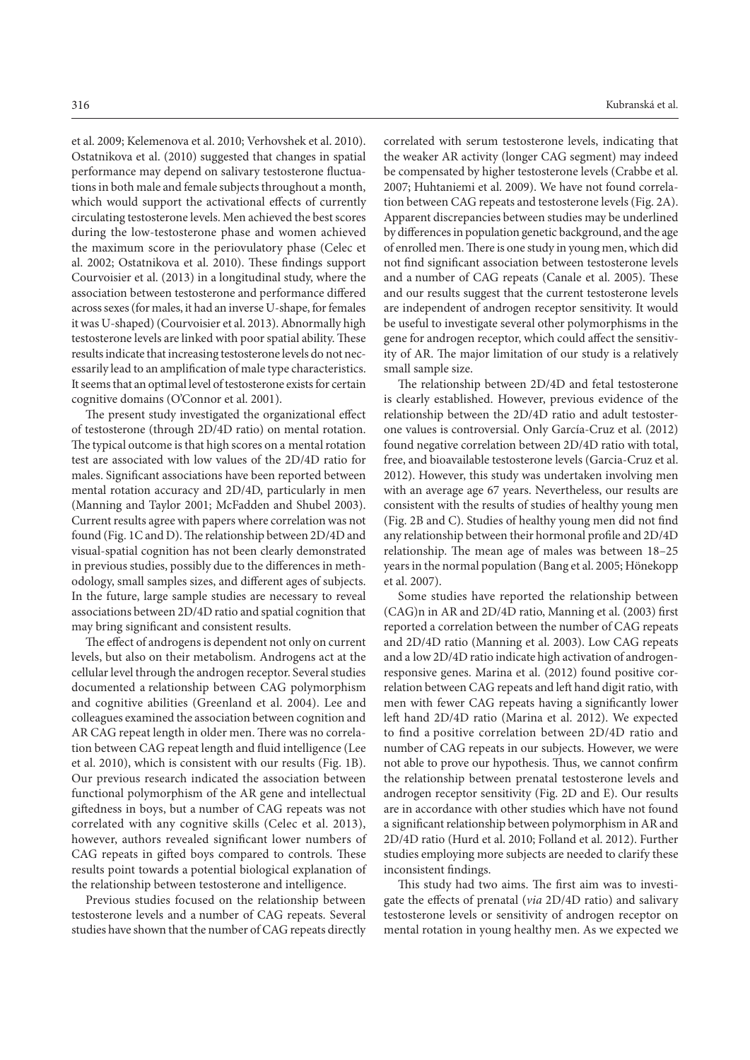et al. 2009; Kelemenova et al. 2010; Verhovshek et al. 2010). Ostatnikova et al. (2010) suggested that changes in spatial performance may depend on salivary testosterone fluctuations in both male and female subjects throughout a month, which would support the activational effects of currently circulating testosterone levels. Men achieved the best scores during the low-testosterone phase and women achieved the maximum score in the periovulatory phase (Celec et al. 2002; Ostatnikova et al. 2010). These findings support Courvoisier et al. (2013) in a longitudinal study, where the association between testosterone and performance differed across sexes (for males, it had an inverse U-shape, for females it was U-shaped) (Courvoisier et al. 2013). Abnormally high testosterone levels are linked with poor spatial ability. These results indicate that increasing testosterone levels do not necessarily lead to an amplification of male type characteristics. It seems that an optimal level of testosterone exists for certain cognitive domains (O'Connor et al. 2001).

The present study investigated the organizational effect of testosterone (through 2D/4D ratio) on mental rotation. The typical outcome is that high scores on a mental rotation test are associated with low values of the 2D/4D ratio for males. Significant associations have been reported between mental rotation accuracy and 2D/4D, particularly in men (Manning and Taylor 2001; McFadden and Shubel 2003). Current results agree with papers where correlation was not found (Fig. 1C and D). The relationship between 2D/4D and visual-spatial cognition has not been clearly demonstrated in previous studies, possibly due to the differences in methodology, small samples sizes, and different ages of subjects. In the future, large sample studies are necessary to reveal associations between 2D/4D ratio and spatial cognition that may bring significant and consistent results.

The effect of androgens is dependent not only on current levels, but also on their metabolism. Androgens act at the cellular level through the androgen receptor. Several studies documented a relationship between CAG polymorphism and cognitive abilities (Greenland et al. 2004). Lee and colleagues examined the association between cognition and AR CAG repeat length in older men. There was no correlation between CAG repeat length and fluid intelligence (Lee et al. 2010), which is consistent with our results (Fig. 1B). Our previous research indicated the association between functional polymorphism of the AR gene and intellectual giftedness in boys, but a number of CAG repeats was not correlated with any cognitive skills (Celec et al. 2013), however, authors revealed significant lower numbers of CAG repeats in gifted boys compared to controls. These results point towards a potential biological explanation of the relationship between testosterone and intelligence.

Previous studies focused on the relationship between testosterone levels and a number of CAG repeats. Several studies have shown that the number of CAG repeats directly correlated with serum testosterone levels, indicating that the weaker AR activity (longer CAG segment) may indeed be compensated by higher testosterone levels (Crabbe et al. 2007; Huhtaniemi et al. 2009). We have not found correlation between CAG repeats and testosterone levels (Fig. 2A). Apparent discrepancies between studies may be underlined by differences in population genetic background, and the age of enrolled men. There is one study in young men, which did not find significant association between testosterone levels and a number of CAG repeats (Canale et al. 2005). These and our results suggest that the current testosterone levels are independent of androgen receptor sensitivity. It would be useful to investigate several other polymorphisms in the gene for androgen receptor, which could affect the sensitivity of AR. The major limitation of our study is a relatively small sample size.

The relationship between 2D/4D and fetal testosterone is clearly established. However, previous evidence of the relationship between the 2D/4D ratio and adult testosterone values is controversial. Only García-Cruz et al. (2012) found negative correlation between 2D/4D ratio with total, free, and bioavailable testosterone levels (Garcia-Cruz et al. 2012). However, this study was undertaken involving men with an average age 67 years. Nevertheless, our results are consistent with the results of studies of healthy young men (Fig. 2B and C). Studies of healthy young men did not find any relationship between their hormonal profile and 2D/4D relationship. The mean age of males was between 18–25 years in the normal population (Bang et al. 2005; Hönekopp et al. 2007).

Some studies have reported the relationship between (CAG)n in AR and 2D/4D ratio, Manning et al. (2003) first reported a correlation between the number of CAG repeats and 2D/4D ratio (Manning et al. 2003). Low CAG repeats and a low 2D/4D ratio indicate high activation of androgen-responsive genes. Marina et al. (2012) found positive correlation between CAG repeats and left hand digit ratio, with men with fewer CAG repeats having a significantly lower left hand 2D/4D ratio (Marina et al. 2012). We expected to find a positive correlation between 2D/4D ratio and number of CAG repeats in our subjects. However, we were not able to prove our hypothesis. Thus, we cannot confirm the relationship between prenatal testosterone levels and androgen receptor sensitivity (Fig. 2D and E). Our results are in accordance with other studies which have not found a significant relationship between polymorphism in AR and 2D/4D ratio (Hurd et al. 2010; Folland et al. 2012). Further studies employing more subjects are needed to clarify these inconsistent findings.

This study had two aims. The first aim was to investigate the effects of prenatal (*via* 2D/4D ratio) and salivary testosterone levels or sensitivity of androgen receptor on mental rotation in young healthy men. As we expected we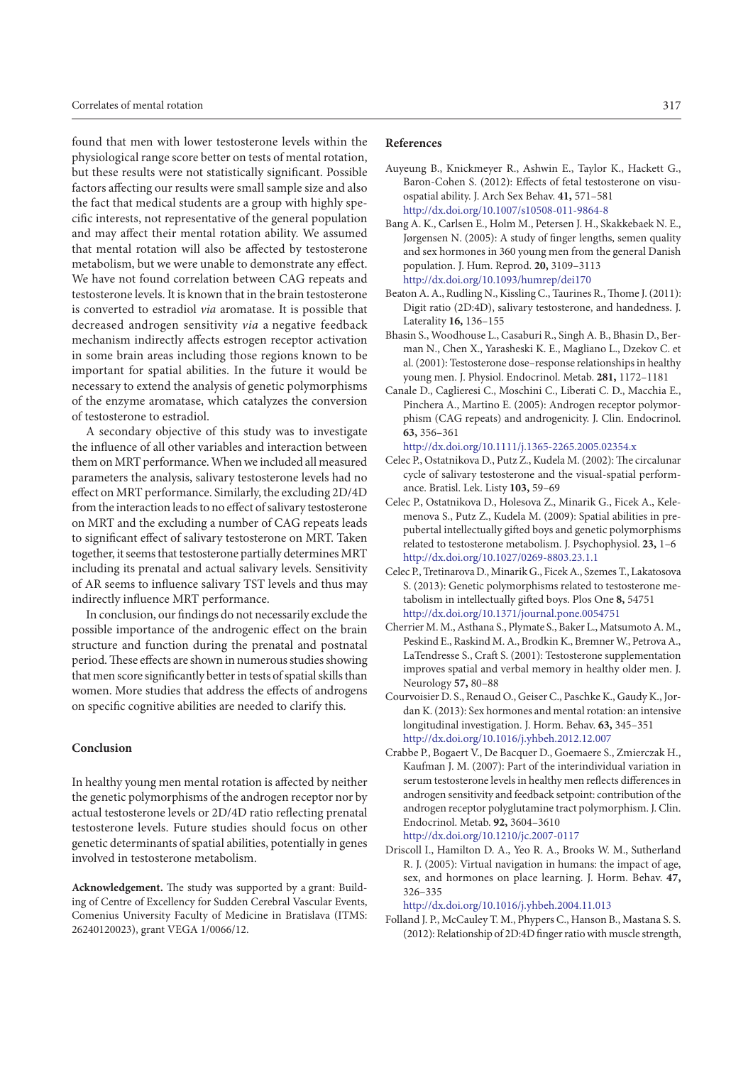found that men with lower testosterone levels within the physiological range score better on tests of mental rotation, but these results were not statistically significant. Possible factors affecting our results were small sample size and also the fact that medical students are a group with highly specific interests, not representative of the general population and may affect their mental rotation ability. We assumed that mental rotation will also be affected by testosterone metabolism, but we were unable to demonstrate any effect. We have not found correlation between CAG repeats and testosterone levels. It is known that in the brain testosterone is converted to estradiol *via* aromatase. It is possible that decreased androgen sensitivity *via* a negative feedback mechanism indirectly affects estrogen receptor activation in some brain areas including those regions known to be important for spatial abilities. In the future it would be necessary to extend the analysis of genetic polymorphisms of the enzyme aromatase, which catalyzes the conversion of testosterone to estradiol.

A secondary objective of this study was to investigate the influence of all other variables and interaction between them on MRT performance. When we included all measured parameters the analysis, salivary testosterone levels had no effect on MRT performance. Similarly, the excluding 2D/4D from the interaction leads to no effect of salivary testosterone on MRT and the excluding a number of CAG repeats leads to significant effect of salivary testosterone on MRT. Taken together, it seems that testosterone partially determines MRT including its prenatal and actual salivary levels. Sensitivity of AR seems to influence salivary TST levels and thus may indirectly influence MRT performance.

In conclusion, our findings do not necessarily exclude the possible importance of the androgenic effect on the brain structure and function during the prenatal and postnatal period. These effects are shown in numerous studies showing that men score significantly better in tests of spatial skills than women. More studies that address the effects of androgens on specific cognitive abilities are needed to clarify this.

## Conclusion

In healthy young men mental rotation is affected by neither the genetic polymorphisms of the androgen receptor nor by actual testosterone levels or 2D/4D ratio reflecting prenatal testosterone levels. Future studies should focus on other genetic determinants of spatial abilities, potentially in genes involved in testosterone metabolism.

**Acknowledgement.** The study was supported by a grant: Building of Centre of Excellency for Sudden Cerebral Vascular Events, Comenius University Faculty of Medicine in Bratislava (ITMS: 26240120023), grant VEGA 1/0066/12.

## References

Auyeung B., Knickmeyer R., Ashwin E., Taylor K., Hackett G., Baron-Cohen S. (2012): Effects of fetal testosterone on visuospatial ability. J. Arch Sex Behav. **41,** 571–581 http://dx.doi.org/10.1007/s10508-011-9864-8

Bang A. K., Carlsen E., Holm M., Petersen J. H., Skakkebaek N. E., Jørgensen N. (2005): A study of finger lengths, semen quality and sex hormones in 360 young men from the general Danish population. J. Hum. Reprod. **20,** 3109–3113 http://dx.doi.org/10.1093/humrep/dei170

Beaton A. A., Rudling N., Kissling C., Taurines R., Thome J. (2011): Digit ratio (2D:4D), salivary testosterone, and handedness. J. Laterality **16,** 136–155

Bhasin S., Woodhouse L., Casaburi R., Singh A. B., Bhasin D., Berman N., Chen X., Yarasheski K. E., Magliano L., Dzekov C. et al. (2001): Testosterone dose–response relationships in healthy young men. J. Physiol. Endocrinol. Metab. **281,** 1172–1181

Canale D., Caglieresi C., Moschini C., Liberati C. D., Macchia E., Pinchera A., Martino E. (2005): Androgen receptor polymorphism (CAG repeats) and androgenicity. J. Clin. Endocrinol. **63,** 356–361 http://dx.doi.org/10.1111/j.1365-2265.2005.02354.x

Celec P., Ostatnikova D., Putz Z., Kudela M. (2002): The circalunar cycle of salivary testosterone and the visual-spatial performance. Bratisl. Lek. Listy **103,** 59–69

Celec P., Ostatnikova D., Holesova Z., Minarik G., Ficek A., Kelemenova S., Putz Z., Kudela M. (2009): Spatial abilities in prepubertal intellectually gifted boys and genetic polymorphisms related to testosterone metabolism. J. Psychophysiol. **23,** 1–6 http://dx.doi.org/10.1027/0269-8803.23.1.1

Celec P., Tretinarova D., Minarik G., Ficek A., Szemes T., Lakatosova S. (2013): Genetic polymorphisms related to testosterone metabolism in intellectually gifted boys. Plos One **8,** 54751 http://dx.doi.org/10.1371/journal.pone.0054751

Cherrier M. M., Asthana S., Plymate S., Baker L., Matsumoto A. M., Peskind E., Raskind M. A., Brodkin K., Bremner W., Petrova A., LaTendresse S., Craft S. (2001): Testosterone supplementation improves spatial and verbal memory in healthy older men. J. Neurology **57,** 80–88

Courvoisier D. S., Renaud O., Geiser C., Paschke K., Gaudy K., Jordan K. (2013): Sex hormones and mental rotation: an intensive longitudinal investigation. J. Horm. Behav. **63,** 345–351 http://dx.doi.org/10.1016/j.yhbeh.2012.12.007

Crabbe P., Bogaert V., De Bacquer D., Goemaere S., Zmierczak H., Kaufman J. M. (2007): Part of the interindividual variation in serum testosterone levels in healthy men reflects differences in androgen sensitivity and feedback setpoint: contribution of the androgen receptor polyglutamine tract polymorphism. J. Clin. Endocrinol. Metab. **92,** 3604–3610 http://dx.doi.org/10.1210/jc.2007-0117

Driscoll I., Hamilton D. A., Yeo R. A., Brooks W. M., Sutherland R. J. (2005): Virtual navigation in humans: the impact of age, sex, and hormones on place learning. J. Horm. Behav. **47,** 326–335 http://dx.doi.org/10.1016/j.yhbeh.2004.11.013

Folland J. P., McCauley T. M., Phypers C., Hanson B., Mastana S. S. (2012): Relationship of 2D:4D finger ratio with muscle strength,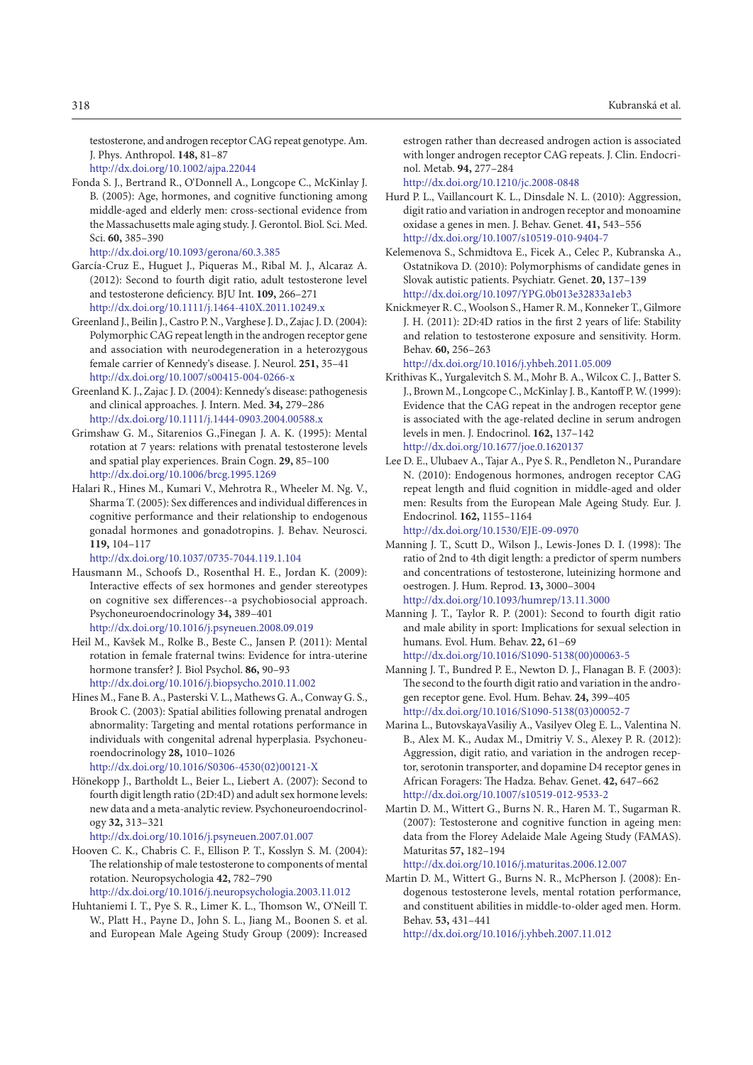testosterone, and androgen receptor CAG repeat genotype. Am. J. Phys. Anthropol. **148,** 81–87
http://dx.doi.org/10.1002/ajpa.22044

Fonda S. J., Bertrand R., O'Donnell A., Longcope C., McKinlay J. B. (2005): Age, hormones, and cognitive functioning among middle-aged and elderly men: cross-sectional evidence from the Massachusetts male aging study. J. Gerontol. Biol. Sci. Med. Sci. **60,** 385–390
http://dx.doi.org/10.1093/gerona/60.3.385

García-Cruz E., Huguet J., Piqueras M., Ribal M. J., Alcaraz A. (2012): Second to fourth digit ratio, adult testosterone level and testosterone deficiency. BJU Int. **109,** 266–271
http://dx.doi.org/10.1111/j.1464-410X.2011.10249.x

Greenland J., Beilin J., Castro P. N., Varghese J. D., Zajac J. D. (2004): Polymorphic CAG repeat length in the androgen receptor gene and association with neurodegeneration in a heterozygous female carrier of Kennedy's disease. J. Neurol. **251,** 35–41
http://dx.doi.org/10.1007/s00415-004-0266-x

Greenland K. J., Zajac J. D. (2004): Kennedy's disease: pathogenesis and clinical approaches. J. Intern. Med. **34,** 279–286
http://dx.doi.org/10.1111/j.1444-0903.2004.00588.x

Grimshaw G. M., Sitarenios G.,Finegan J. A. K. (1995): Mental rotation at 7 years: relations with prenatal testosterone levels and spatial play experiences. Brain Cogn. **29,** 85–100
http://dx.doi.org/10.1006/brcg.1995.1269

Halari R., Hines M., Kumari V., Mehrotra R., Wheeler M. Ng. V., Sharma T. (2005): Sex differences and individual differences in cognitive performance and their relationship to endogenous gonadal hormones and gonadotropins. J. Behav. Neurosci. **119,** 104–117
http://dx.doi.org/10.1037/0735-7044.119.1.104

Hausmann M., Schoofs D., Rosenthal H. E., Jordan K. (2009): Interactive effects of sex hormones and gender stereotypes on cognitive sex differences--a psychobiosocial approach. Psychoneuroendocrinology **34,** 389–401
http://dx.doi.org/10.1016/j.psyneuen.2008.09.019

Heil M., Kavšek M., Rolke B., Beste C., Jansen P. (2011): Mental rotation in female fraternal twins: Evidence for intra-uterine hormone transfer? J. Biol Psychol. **86,** 90–93
http://dx.doi.org/10.1016/j.biopsycho.2010.11.002

Hines M., Fane B. A., Pasterski V. L., Mathews G. A., Conway G. S., Brook C. (2003): Spatial abilities following prenatal androgen abnormality: Targeting and mental rotations performance in individuals with congenital adrenal hyperplasia. Psychoneuroendocrinology **28,** 1010–1026
http://dx.doi.org/10.1016/S0306-4530(02)00121-X

Hönekopp J., Bartholdt L., Beier L., Liebert A. (2007): Second to fourth digit length ratio (2D:4D) and adult sex hormone levels: new data and a meta-analytic review. Psychoneuroendocrinology **32,** 313–321
http://dx.doi.org/10.1016/j.psyneuen.2007.01.007

Hooven C. K., Chabris C. F., Ellison P. T., Kosslyn S. M. (2004): The relationship of male testosterone to components of mental rotation. Neuropsychologia **42,** 782–790
http://dx.doi.org/10.1016/j.neuropsychologia.2003.11.012

Huhtaniemi I. T., Pye S. R., Limer K. L., Thomson W., O'Neill T. W., Platt H., Payne D., John S. L., Jiang M., Boonen S. et al. and European Male Ageing Study Group (2009): Increased estrogen rather than decreased androgen action is associated with longer androgen receptor CAG repeats. J. Clin. Endocrinol. Metab. **94,** 277–284
http://dx.doi.org/10.1210/jc.2008-0848

Hurd P. L., Vaillancourt K. L., Dinsdale N. L. (2010): Aggression, digit ratio and variation in androgen receptor and monoamine oxidase a genes in men. J. Behav. Genet. **41,** 543–556
http://dx.doi.org/10.1007/s10519-010-9404-7

Kelemenova S., Schmidtova E., Ficek A., Celec P., Kubranska A., Ostatnikova D. (2010): Polymorphisms of candidate genes in Slovak autistic patients. Psychiatr. Genet. **20,** 137–139
http://dx.doi.org/10.1097/YPG.0b013e32833a1eb3

Knickmeyer R. C., Woolson S., Hamer R. M., Konneker T., Gilmore J. H. (2011): 2D:4D ratios in the first 2 years of life: Stability and relation to testosterone exposure and sensitivity. Horm. Behav. **60,** 256–263
http://dx.doi.org/10.1016/j.yhbeh.2011.05.009

Krithivas K., Yurgalevitch S. M., Mohr B. A., Wilcox C. J., Batter S. J., Brown M., Longcope C., McKinlay J. B., Kantoff P. W. (1999): Evidence that the CAG repeat in the androgen receptor gene is associated with the age-related decline in serum androgen levels in men. J. Endocrinol. **162,** 137–142
http://dx.doi.org/10.1677/joe.0.1620137

Lee D. E., Ulubaev A., Tajar A., Pye S. R., Pendleton N., Purandare N. (2010): Endogenous hormones, androgen receptor CAG repeat length and fluid cognition in middle-aged and older men: Results from the European Male Ageing Study. Eur. J. Endocrinol. **162,** 1155–1164
http://dx.doi.org/10.1530/EJE-09-0970

Manning J. T., Scutt D., Wilson J., Lewis-Jones D. I. (1998): The ratio of 2nd to 4th digit length: a predictor of sperm numbers and concentrations of testosterone, luteinizing hormone and oestrogen. J. Hum. Reprod. **13,** 3000–3004
http://dx.doi.org/10.1093/humrep/13.11.3000

Manning J. T., Taylor R. P. (2001): Second to fourth digit ratio and male ability in sport: Implications for sexual selection in humans. Evol. Hum. Behav. **22,** 61–69
http://dx.doi.org/10.1016/S1090-5138(00)00063-5

Manning J. T., Bundred P. E., Newton D. J., Flanagan B. F. (2003): The second to the fourth digit ratio and variation in the androgen receptor gene. Evol. Hum. Behav. **24,** 399–405
http://dx.doi.org/10.1016/S1090-5138(03)00052-7

Marina L., ButovskayaVasiliy A., Vasilyev Oleg E. L., Valentina N. B., Alex M. K., Audax M., Dmitriy V. S., Alexey P. R. (2012): Aggression, digit ratio, and variation in the androgen receptor, serotonin transporter, and dopamine D4 receptor genes in African Foragers: The Hadza. Behav. Genet. **42,** 647–662
http://dx.doi.org/10.1007/s10519-012-9533-2

Martin D. M., Wittert G., Burns N. R., Haren M. T., Sugarman R. (2007): Testosterone and cognitive function in ageing men: data from the Florey Adelaide Male Ageing Study (FAMAS). Maturitas **57,** 182–194
http://dx.doi.org/10.1016/j.maturitas.2006.12.007

Martin D. M., Wittert G., Burns N. R., McPherson J. (2008): Endogenous testosterone levels, mental rotation performance, and constituent abilities in middle-to-older aged men. Horm. Behav. **53,** 431–441
http://dx.doi.org/10.1016/j.yhbeh.2007.11.012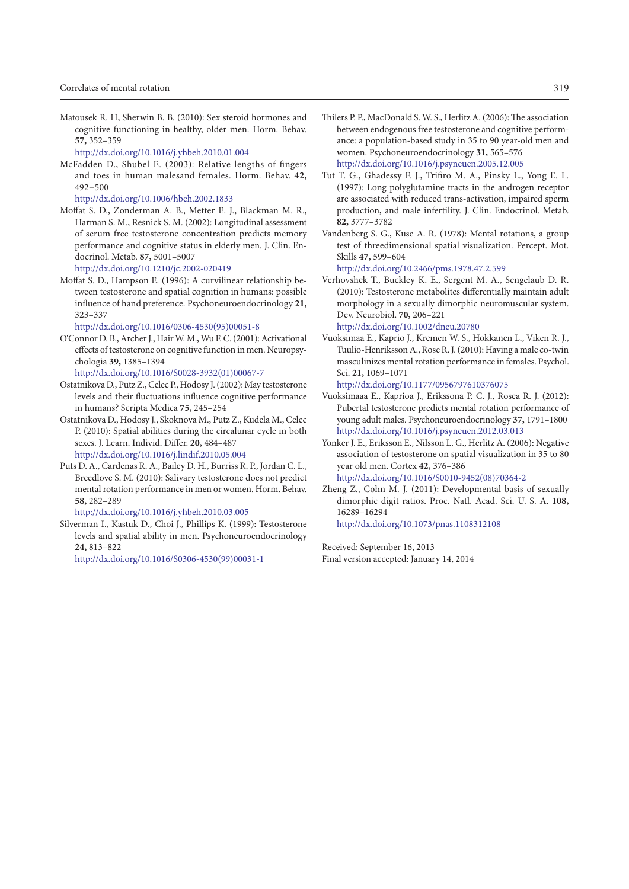Matousek R. H, Sherwin B. B. (2010): Sex steroid hormones and cognitive functioning in healthy, older men. Horm. Behav. **57,** 352–359
http://dx.doi.org/10.1016/j.yhbeh.2010.01.004

McFadden D., Shubel E. (2003): Relative lengths of fingers and toes in human malesand females. Horm. Behav. **42,** 492–500
http://dx.doi.org/10.1006/hbeh.2002.1833

Moffat S. D., Zonderman A. B., Metter E. J., Blackman M. R., Harman S. M., Resnick S. M. (2002): Longitudinal assessment of serum free testosterone concentration predicts memory performance and cognitive status in elderly men. J. Clin. Endocrinol. Metab. **87,** 5001–5007
http://dx.doi.org/10.1210/jc.2002-020419

Moffat S. D., Hampson E. (1996): A curvilinear relationship between testosterone and spatial cognition in humans: possible influence of hand preference. Psychoneuroendocrinology **21,** 323–337
http://dx.doi.org/10.1016/0306-4530(95)00051-8

O'Connor D. B., Archer J., Hair W. M., Wu F. C. (2001): Activational effects of testosterone on cognitive function in men. Neuropsychologia **39,** 1385–1394
http://dx.doi.org/10.1016/S0028-3932(01)00067-7

Ostatnikova D., Putz Z., Celec P., Hodosy J. (2002): May testosterone levels and their fluctuations influence cognitive performance in humans? Scripta Medica **75,** 245–254

Ostatnikova D., Hodosy J., Skoknova M., Putz Z., Kudela M., Celec P. (2010): Spatial abilities during the circalunar cycle in both sexes. J. Learn. Individ. Differ. **20,** 484–487
http://dx.doi.org/10.1016/j.lindif.2010.05.004

Puts D. A., Cardenas R. A., Bailey D. H., Burriss R. P., Jordan C. L., Breedlove S. M. (2010): Salivary testosterone does not predict mental rotation performance in men or women. Horm. Behav. **58,** 282–289
http://dx.doi.org/10.1016/j.yhbeh.2010.03.005

Silverman I., Kastuk D., Choi J., Phillips K. (1999): Testosterone levels and spatial ability in men. Psychoneuroendocrinology **24,** 813–822
http://dx.doi.org/10.1016/S0306-4530(99)00031-1

Thilers P. P., MacDonald S. W. S., Herlitz A. (2006): The association between endogenous free testosterone and cognitive performance: a population-based study in 35 to 90 year-old men and women. Psychoneuroendocrinology **31,** 565–576
http://dx.doi.org/10.1016/j.psyneuen.2005.12.005

Tut T. G., Ghadessy F. J., Trifiro M. A., Pinsky L., Yong E. L. (1997): Long polyglutamine tracts in the androgen receptor are associated with reduced trans-activation, impaired sperm production, and male infertility. J. Clin. Endocrinol. Metab. **82,** 3777–3782

Vandenberg S. G., Kuse A. R. (1978): Mental rotations, a group test of threedimensional spatial visualization. Percept. Mot. Skills **47,** 599–604
http://dx.doi.org/10.2466/pms.1978.47.2.599

Verhovshek T., Buckley K. E., Sergent M. A., Sengelaub D. R. (2010): Testosterone metabolites differentially maintain adult morphology in a sexually dimorphic neuromuscular system. Dev. Neurobiol. **70,** 206–221
http://dx.doi.org/10.1002/dneu.20780

Vuoksimaa E., Kaprio J., Kremen W. S., Hokkanen L., Viken R. J., Tuulio-Henriksson A., Rose R. J. (2010): Having a male co-twin masculinizes mental rotation performance in females. Psychol. Sci. **21,** 1069–1071
http://dx.doi.org/10.1177/0956797610376075

Vuoksimaaa E., Kaprioa J., Erikssona P. C. J., Rosea R. J. (2012): Pubertal testosterone predicts mental rotation performance of young adult males. Psychoneuroendocrinology **37,** 1791–1800
http://dx.doi.org/10.1016/j.psyneuen.2012.03.013

Yonker J. E., Eriksson E., Nilsson L. G., Herlitz A. (2006): Negative association of testosterone on spatial visualization in 35 to 80 year old men. Cortex **42,** 376–386
http://dx.doi.org/10.1016/S0010-9452(08)70364-2

Zheng Z., Cohn M. J. (2011): Developmental basis of sexually dimorphic digit ratios. Proc. Natl. Acad. Sci. U. S. A. **108,** 16289–16294
http://dx.doi.org/10.1073/pnas.1108312108

Received: September 16, 2013
Final version accepted: January 14, 2014